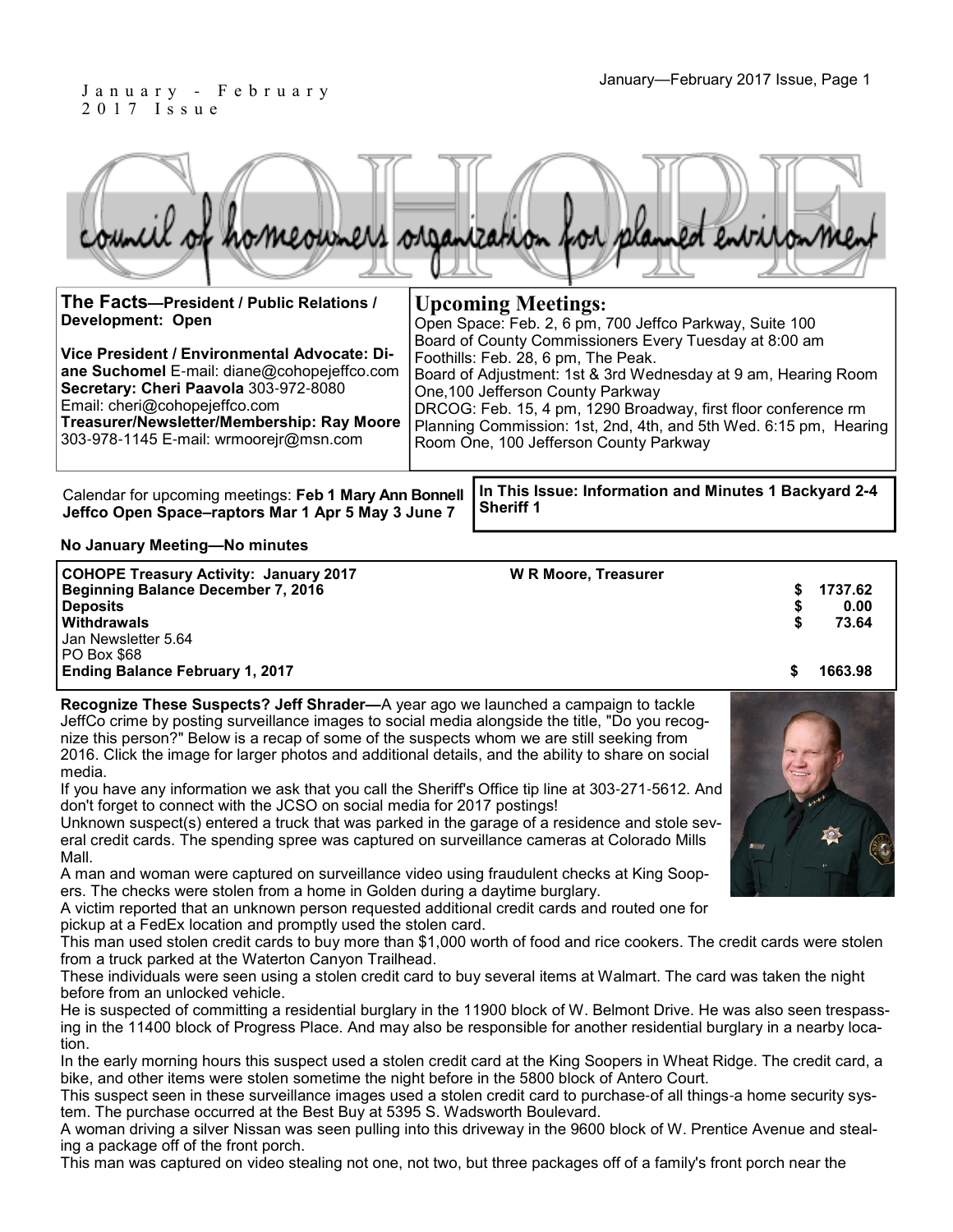January - February 2017 Issue

# COHOPE

council of homeowners organization for planned environment

**The Facts—President / Public Relations / Development: Open**

**Vice President / Environmental Advocate: Diane Suchomel** E-mail: diane@cohopejeffco.com
**Secretary: Cheri Paavola** 303-972-8080
Email: cheri@cohopejeffco.com
**Treasurer/Newsletter/Membership: Ray Moore**
303-978-1145 E-mail: wrmoorejr@msn.com

## Upcoming Meetings:

Open Space: Feb. 2, 6 pm, 700 Jeffco Parkway, Suite 100
Board of County Commissioners Every Tuesday at 8:00 am
Foothills: Feb. 28, 6 pm, The Peak.
Board of Adjustment: 1st & 3rd Wednesday at 9 am, Hearing Room One,100 Jefferson County Parkway
DRCOG: Feb. 15, 4 pm, 1290 Broadway, first floor conference rm
Planning Commission: 1st, 2nd, 4th, and 5th Wed. 6:15 pm, Hearing Room One, 100 Jefferson County Parkway

Calendar for upcoming meetings: **Feb 1 Mary Ann Bonnell Jeffco Open Space–raptors Mar 1 Apr 5 May 3 June 7**

**In This Issue: Information and Minutes 1 Backyard 2-4 Sheriff 1**

**No January Meeting—No minutes**

| **COHOPE Treasury Activity: January 2017** | **W R Moore, Treasurer** | |
|---|---|---|
| **Beginning Balance December 7, 2016** | | **$ 1737.62** |
| **Deposits** | | **$ 0.00** |
| **Withdrawals** | | **$ 73.64** |
| Jan Newsletter 5.64 | | |
| PO Box $68 | | |
| **Ending Balance February 1, 2017** | | **$ 1663.98** |

**Recognize These Suspects? Jeff Shrader—**A year ago we launched a campaign to tackle JeffCo crime by posting surveillance images to social media alongside the title, "Do you recognize this person?" Below is a recap of some of the suspects whom we are still seeking from 2016. Click the image for larger photos and additional details, and the ability to share on social media.

If you have any information we ask that you call the Sheriff's Office tip line at 303-271-5612. And don't forget to connect with the JCSO on social media for 2017 postings!

Unknown suspect(s) entered a truck that was parked in the garage of a residence and stole several credit cards. The spending spree was captured on surveillance cameras at Colorado Mills Mall.

A man and woman were captured on surveillance video using fraudulent checks at King Soopers. The checks were stolen from a home in Golden during a daytime burglary.

A victim reported that an unknown person requested additional credit cards and routed one for pickup at a FedEx location and promptly used the stolen card.

This man used stolen credit cards to buy more than $1,000 worth of food and rice cookers. The credit cards were stolen from a truck parked at the Waterton Canyon Trailhead.

These individuals were seen using a stolen credit card to buy several items at Walmart. The card was taken the night before from an unlocked vehicle.

He is suspected of committing a residential burglary in the 11900 block of W. Belmont Drive. He was also seen trespassing in the 11400 block of Progress Place. And may also be responsible for another residential burglary in a nearby location.

In the early morning hours this suspect used a stolen credit card at the King Soopers in Wheat Ridge. The credit card, a bike, and other items were stolen sometime the night before in the 5800 block of Antero Court.

This suspect seen in these surveillance images used a stolen credit card to purchase-of all things-a home security system. The purchase occurred at the Best Buy at 5395 S. Wadsworth Boulevard.

A woman driving a silver Nissan was seen pulling into this driveway in the 9600 block of W. Prentice Avenue and stealing a package off of the front porch.

This man was captured on video stealing not one, not two, but three packages off of a family's front porch near the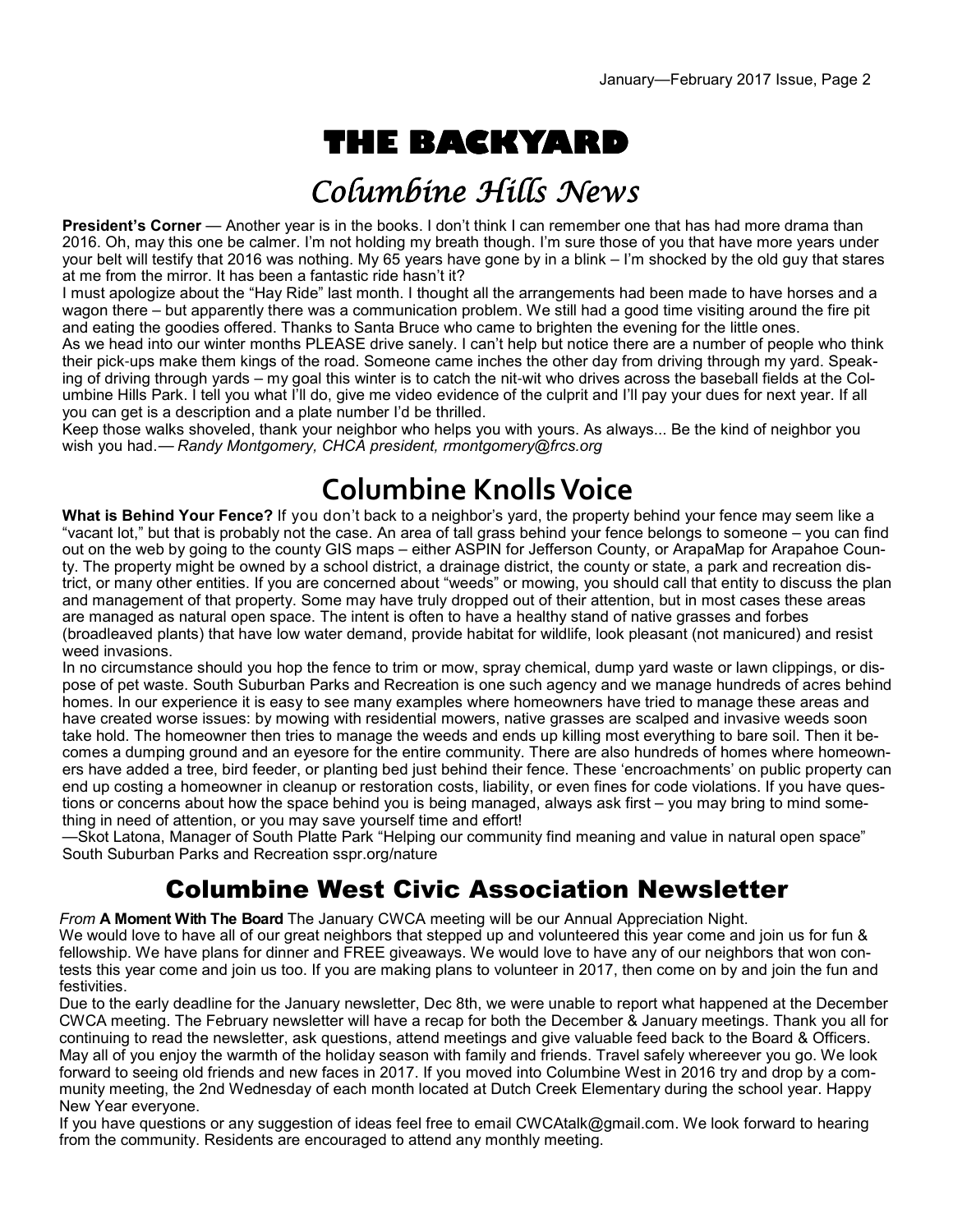# THE BACKYARD

## Columbine Hills News

**President's Corner** — Another year is in the books. I don't think I can remember one that has had more drama than 2016. Oh, may this one be calmer. I'm not holding my breath though. I'm sure those of you that have more years under your belt will testify that 2016 was nothing. My 65 years have gone by in a blink – I'm shocked by the old guy that stares at me from the mirror. It has been a fantastic ride hasn't it?

I must apologize about the "Hay Ride" last month. I thought all the arrangements had been made to have horses and a wagon there – but apparently there was a communication problem. We still had a good time visiting around the fire pit and eating the goodies offered. Thanks to Santa Bruce who came to brighten the evening for the little ones.

As we head into our winter months PLEASE drive sanely. I can't help but notice there are a number of people who think their pick-ups make them kings of the road. Someone came inches the other day from driving through my yard. Speaking of driving through yards – my goal this winter is to catch the nit-wit who drives across the baseball fields at the Columbine Hills Park. I tell you what I'll do, give me video evidence of the culprit and I'll pay your dues for next year. If all you can get is a description and a plate number I'd be thrilled.

Keep those walks shoveled, thank your neighbor who helps you with yours. As always... Be the kind of neighbor you wish you had.*— Randy Montgomery, CHCA president, rmontgomery@frcs.org*

## Columbine Knolls Voice

**What is Behind Your Fence?** If you don't back to a neighbor's yard, the property behind your fence may seem like a "vacant lot," but that is probably not the case. An area of tall grass behind your fence belongs to someone – you can find out on the web by going to the county GIS maps – either ASPIN for Jefferson County, or ArapaMap for Arapahoe County. The property might be owned by a school district, a drainage district, the county or state, a park and recreation district, or many other entities. If you are concerned about "weeds" or mowing, you should call that entity to discuss the plan and management of that property. Some may have truly dropped out of their attention, but in most cases these areas are managed as natural open space. The intent is often to have a healthy stand of native grasses and forbes (broadleaved plants) that have low water demand, provide habitat for wildlife, look pleasant (not manicured) and resist weed invasions.

In no circumstance should you hop the fence to trim or mow, spray chemical, dump yard waste or lawn clippings, or dispose of pet waste. South Suburban Parks and Recreation is one such agency and we manage hundreds of acres behind homes. In our experience it is easy to see many examples where homeowners have tried to manage these areas and have created worse issues: by mowing with residential mowers, native grasses are scalped and invasive weeds soon take hold. The homeowner then tries to manage the weeds and ends up killing most everything to bare soil. Then it becomes a dumping ground and an eyesore for the entire community. There are also hundreds of homes where homeowners have added a tree, bird feeder, or planting bed just behind their fence. These 'encroachments' on public property can end up costing a homeowner in cleanup or restoration costs, liability, or even fines for code violations. If you have questions or concerns about how the space behind you is being managed, always ask first – you may bring to mind something in need of attention, or you may save yourself time and effort!

—Skot Latona, Manager of South Platte Park "Helping our community find meaning and value in natural open space" South Suburban Parks and Recreation sspr.org/nature

## Columbine West Civic Association Newsletter

*From* **A Moment With The Board** The January CWCA meeting will be our Annual Appreciation Night.

We would love to have all of our great neighbors that stepped up and volunteered this year come and join us for fun & fellowship. We have plans for dinner and FREE giveaways. We would love to have any of our neighbors that won contests this year come and join us too. If you are making plans to volunteer in 2017, then come on by and join the fun and festivities.

Due to the early deadline for the January newsletter, Dec 8th, we were unable to report what happened at the December CWCA meeting. The February newsletter will have a recap for both the December & January meetings. Thank you all for continuing to read the newsletter, ask questions, attend meetings and give valuable feed back to the Board & Officers. May all of you enjoy the warmth of the holiday season with family and friends. Travel safely whereever you go. We look forward to seeing old friends and new faces in 2017. If you moved into Columbine West in 2016 try and drop by a community meeting, the 2nd Wednesday of each month located at Dutch Creek Elementary during the school year. Happy New Year everyone.

If you have questions or any suggestion of ideas feel free to email CWCAtalk@gmail.com. We look forward to hearing from the community. Residents are encouraged to attend any monthly meeting.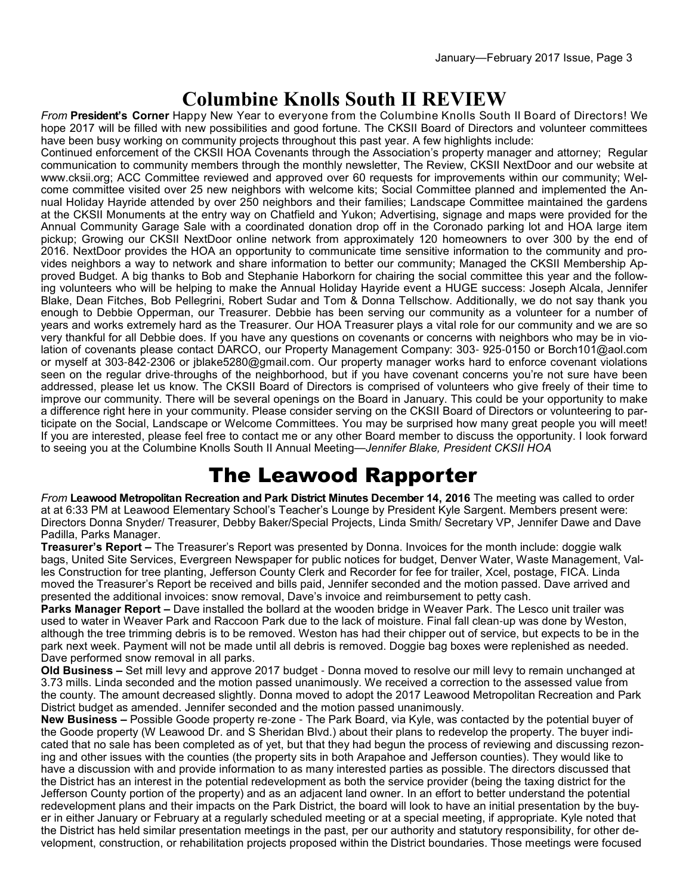# Columbine Knolls South II REVIEW

*From* **President's Corner** Happy New Year to everyone from the Columbine Knolls South II Board of Directors! We hope 2017 will be filled with new possibilities and good fortune. The CKSII Board of Directors and volunteer committees have been busy working on community projects throughout this past year. A few highlights include:

Continued enforcement of the CKSII HOA Covenants through the Association's property manager and attorney; Regular communication to community members through the monthly newsletter, The Review, CKSII NextDoor and our website at www.cksii.org; ACC Committee reviewed and approved over 60 requests for improvements within our community; Welcome committee visited over 25 new neighbors with welcome kits; Social Committee planned and implemented the Annual Holiday Hayride attended by over 250 neighbors and their families; Landscape Committee maintained the gardens at the CKSII Monuments at the entry way on Chatfield and Yukon; Advertising, signage and maps were provided for the Annual Community Garage Sale with a coordinated donation drop off in the Coronado parking lot and HOA large item pickup; Growing our CKSII NextDoor online network from approximately 120 homeowners to over 300 by the end of 2016. NextDoor provides the HOA an opportunity to communicate time sensitive information to the community and provides neighbors a way to network and share information to better our community; Managed the CKSII Membership Approved Budget. A big thanks to Bob and Stephanie Haborkorn for chairing the social committee this year and the following volunteers who will be helping to make the Annual Holiday Hayride event a HUGE success: Joseph Alcala, Jennifer Blake, Dean Fitches, Bob Pellegrini, Robert Sudar and Tom & Donna Tellschow. Additionally, we do not say thank you enough to Debbie Opperman, our Treasurer. Debbie has been serving our community as a volunteer for a number of years and works extremely hard as the Treasurer. Our HOA Treasurer plays a vital role for our community and we are so very thankful for all Debbie does. If you have any questions on covenants or concerns with neighbors who may be in violation of covenants please contact DARCO, our Property Management Company: 303- 925-0150 or Borch101@aol.com or myself at 303-842-2306 or jblake5280@gmail.com. Our property manager works hard to enforce covenant violations seen on the regular drive-throughs of the neighborhood, but if you have covenant concerns you're not sure have been addressed, please let us know. The CKSII Board of Directors is comprised of volunteers who give freely of their time to improve our community. There will be several openings on the Board in January. This could be your opportunity to make a difference right here in your community. Please consider serving on the CKSII Board of Directors or volunteering to participate on the Social, Landscape or Welcome Committees. You may be surprised how many great people you will meet! If you are interested, please feel free to contact me or any other Board member to discuss the opportunity. I look forward to seeing you at the Columbine Knolls South II Annual Meeting—*Jennifer Blake, President CKSII HOA*

# The Leawood Rapporter

*From* **Leawood Metropolitan Recreation and Park District Minutes December 14, 2016** The meeting was called to order at at 6:33 PM at Leawood Elementary School's Teacher's Lounge by President Kyle Sargent. Members present were: Directors Donna Snyder/ Treasurer, Debby Baker/Special Projects, Linda Smith/ Secretary VP, Jennifer Dawe and Dave Padilla, Parks Manager.

**Treasurer's Report –** The Treasurer's Report was presented by Donna. Invoices for the month include: doggie walk bags, United Site Services, Evergreen Newspaper for public notices for budget, Denver Water, Waste Management, Valles Construction for tree planting, Jefferson County Clerk and Recorder for fee for trailer, Xcel, postage, FICA. Linda moved the Treasurer's Report be received and bills paid, Jennifer seconded and the motion passed. Dave arrived and presented the additional invoices: snow removal, Dave's invoice and reimbursement to petty cash.

**Parks Manager Report –** Dave installed the bollard at the wooden bridge in Weaver Park. The Lesco unit trailer was used to water in Weaver Park and Raccoon Park due to the lack of moisture. Final fall clean-up was done by Weston, although the tree trimming debris is to be removed. Weston has had their chipper out of service, but expects to be in the park next week. Payment will not be made until all debris is removed. Doggie bag boxes were replenished as needed. Dave performed snow removal in all parks.

**Old Business –** Set mill levy and approve 2017 budget - Donna moved to resolve our mill levy to remain unchanged at 3.73 mills. Linda seconded and the motion passed unanimously. We received a correction to the assessed value from the county. The amount decreased slightly. Donna moved to adopt the 2017 Leawood Metropolitan Recreation and Park District budget as amended. Jennifer seconded and the motion passed unanimously.

**New Business –** Possible Goode property re-zone - The Park Board, via Kyle, was contacted by the potential buyer of the Goode property (W Leawood Dr. and S Sheridan Blvd.) about their plans to redevelop the property. The buyer indicated that no sale has been completed as of yet, but that they had begun the process of reviewing and discussing rezoning and other issues with the counties (the property sits in both Arapahoe and Jefferson counties). They would like to have a discussion with and provide information to as many interested parties as possible. The directors discussed that the District has an interest in the potential redevelopment as both the service provider (being the taxing district for the Jefferson County portion of the property) and as an adjacent land owner. In an effort to better understand the potential redevelopment plans and their impacts on the Park District, the board will look to have an initial presentation by the buyer in either January or February at a regularly scheduled meeting or at a special meeting, if appropriate. Kyle noted that the District has held similar presentation meetings in the past, per our authority and statutory responsibility, for other development, construction, or rehabilitation projects proposed within the District boundaries. Those meetings were focused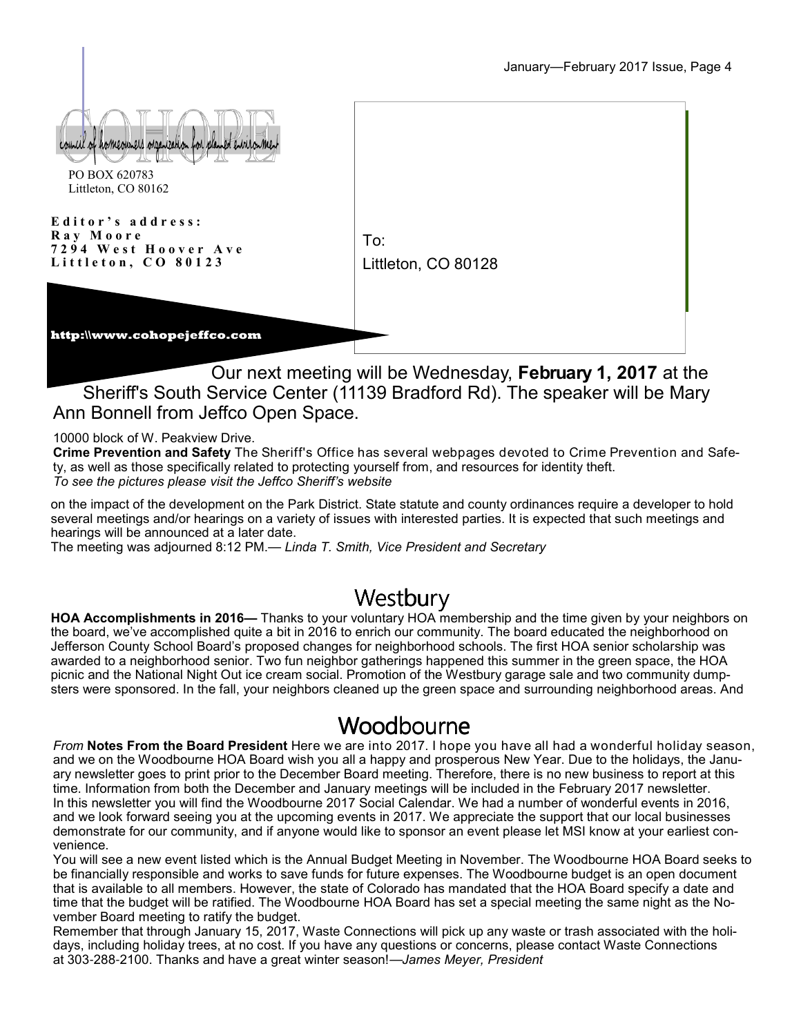council of homeowners organization for planned environment

PO BOX 620783
Littleton, CO 80162

**Editor's address:**
**Ray Moore**
**7294 West Hoover Ave**
**Littleton, CO 80123**

**http:\\www.cohopejeffco.com**

To:

Littleton, CO 80128

Our next meeting will be Wednesday, **February 1, 2017** at the Sheriff's South Service Center (11139 Bradford Rd). The speaker will be Mary Ann Bonnell from Jeffco Open Space.

10000 block of W. Peakview Drive.

**Crime Prevention and Safety** The Sheriff's Office has several webpages devoted to Crime Prevention and Safety, as well as those specifically related to protecting yourself from, and resources for identity theft.

*To see the pictures please visit the Jeffco Sheriff's website*

on the impact of the development on the Park District. State statute and county ordinances require a developer to hold several meetings and/or hearings on a variety of issues with interested parties. It is expected that such meetings and hearings will be announced at a later date.

The meeting was adjourned 8:12 PM.— *Linda T. Smith, Vice President and Secretary*

# Westbury

**HOA Accomplishments in 2016—** Thanks to your voluntary HOA membership and the time given by your neighbors on the board, we've accomplished quite a bit in 2016 to enrich our community. The board educated the neighborhood on Jefferson County School Board's proposed changes for neighborhood schools. The first HOA senior scholarship was awarded to a neighborhood senior. Two fun neighbor gatherings happened this summer in the green space, the HOA picnic and the National Night Out ice cream social. Promotion of the Westbury garage sale and two community dumpsters were sponsored. In the fall, your neighbors cleaned up the green space and surrounding neighborhood areas. And

# Woodbourne

*From* **Notes From the Board President** Here we are into 2017. I hope you have all had a wonderful holiday season, and we on the Woodbourne HOA Board wish you all a happy and prosperous New Year. Due to the holidays, the January newsletter goes to print prior to the December Board meeting. Therefore, there is no new business to report at this time. Information from both the December and January meetings will be included in the February 2017 newsletter.

In this newsletter you will find the Woodbourne 2017 Social Calendar. We had a number of wonderful events in 2016, and we look forward seeing you at the upcoming events in 2017. We appreciate the support that our local businesses demonstrate for our community, and if anyone would like to sponsor an event please let MSI know at your earliest convenience.

You will see a new event listed which is the Annual Budget Meeting in November. The Woodbourne HOA Board seeks to be financially responsible and works to save funds for future expenses. The Woodbourne budget is an open document that is available to all members. However, the state of Colorado has mandated that the HOA Board specify a date and time that the budget will be ratified. The Woodbourne HOA Board has set a special meeting the same night as the November Board meeting to ratify the budget.

Remember that through January 15, 2017, Waste Connections will pick up any waste or trash associated with the holidays, including holiday trees, at no cost. If you have any questions or concerns, please contact Waste Connections at 303-288-2100. Thanks and have a great winter season!—*James Meyer, President*